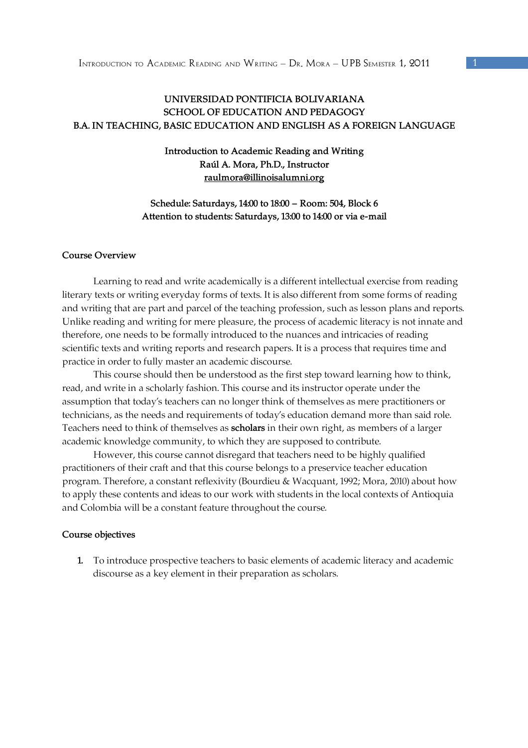**UNIVERSIDAD PONTIFICIA BOLIVARIANA**
**SCHOOL OF EDUCATION AND PEDAGOGY**
**B.A. IN TEACHING, BASIC EDUCATION AND ENGLISH AS A FOREIGN LANGUAGE**

**Introduction to Academic Reading and Writing**
**Raúl A. Mora, Ph.D., Instructor**
**raulmora@illinoisalumni.org**

**Schedule: Saturdays, 14:00 to 18:00 – Room: 504, Block 6**
**Attention to students: Saturdays, 13:00 to 14:00 or via e-mail**

## Course Overview

Learning to read and write academically is a different intellectual exercise from reading literary texts or writing everyday forms of texts. It is also different from some forms of reading and writing that are part and parcel of the teaching profession, such as lesson plans and reports. Unlike reading and writing for mere pleasure, the process of academic literacy is not innate and therefore, one needs to be formally introduced to the nuances and intricacies of reading scientific texts and writing reports and research papers. It is a process that requires time and practice in order to fully master an academic discourse.

This course should then be understood as the first step toward learning how to think, read, and write in a scholarly fashion. This course and its instructor operate under the assumption that today's teachers can no longer think of themselves as mere practitioners or technicians, as the needs and requirements of today's education demand more than said role. Teachers need to think of themselves as **scholars** in their own right, as members of a larger academic knowledge community, to which they are supposed to contribute.

However, this course cannot disregard that teachers need to be highly qualified practitioners of their craft and that this course belongs to a preservice teacher education program. Therefore, a constant reflexivity (Bourdieu & Wacquant, 1992; Mora, 2010) about how to apply these contents and ideas to our work with students in the local contexts of Antioquia and Colombia will be a constant feature throughout the course.

## Course objectives

1. To introduce prospective teachers to basic elements of academic literacy and academic discourse as a key element in their preparation as scholars.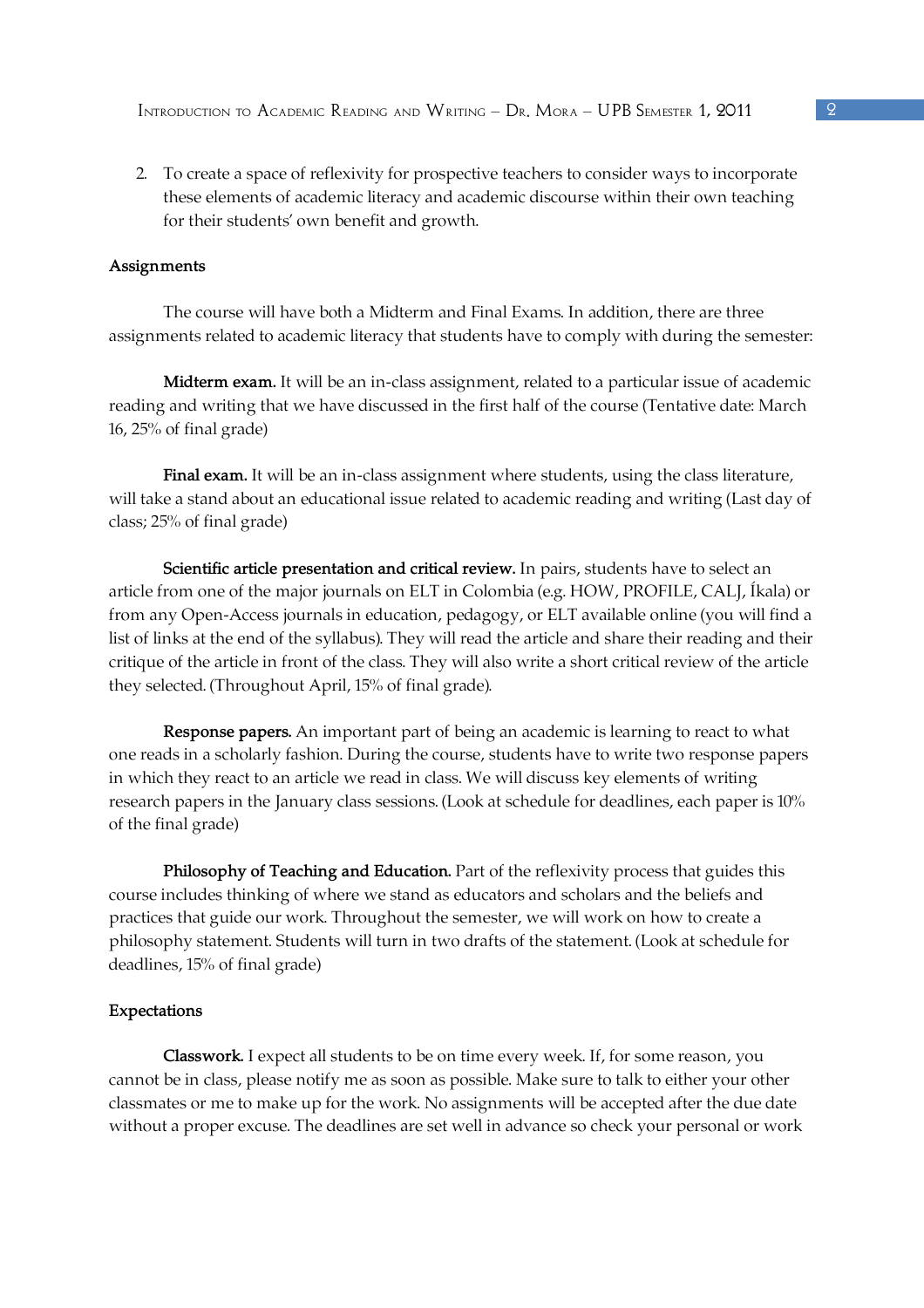2. To create a space of reflexivity for prospective teachers to consider ways to incorporate these elements of academic literacy and academic discourse within their own teaching for their students' own benefit and growth.

### Assignments

The course will have both a Midterm and Final Exams. In addition, there are three assignments related to academic literacy that students have to comply with during the semester:

**Midterm exam.** It will be an in-class assignment, related to a particular issue of academic reading and writing that we have discussed in the first half of the course (Tentative date: March 16, 25% of final grade)

**Final exam.** It will be an in-class assignment where students, using the class literature, will take a stand about an educational issue related to academic reading and writing (Last day of class; 25% of final grade)

**Scientific article presentation and critical review.** In pairs, students have to select an article from one of the major journals on ELT in Colombia (e.g. HOW, PROFILE, CALJ, Íkala) or from any Open-Access journals in education, pedagogy, or ELT available online (you will find a list of links at the end of the syllabus). They will read the article and share their reading and their critique of the article in front of the class. They will also write a short critical review of the article they selected. (Throughout April, 15% of final grade).

**Response papers.** An important part of being an academic is learning to react to what one reads in a scholarly fashion. During the course, students have to write two response papers in which they react to an article we read in class. We will discuss key elements of writing research papers in the January class sessions. (Look at schedule for deadlines, each paper is 10% of the final grade)

**Philosophy of Teaching and Education.** Part of the reflexivity process that guides this course includes thinking of where we stand as educators and scholars and the beliefs and practices that guide our work. Throughout the semester, we will work on how to create a philosophy statement. Students will turn in two drafts of the statement. (Look at schedule for deadlines, 15% of final grade)

### Expectations

**Classwork.** I expect all students to be on time every week. If, for some reason, you cannot be in class, please notify me as soon as possible. Make sure to talk to either your other classmates or me to make up for the work. No assignments will be accepted after the due date without a proper excuse. The deadlines are set well in advance so check your personal or work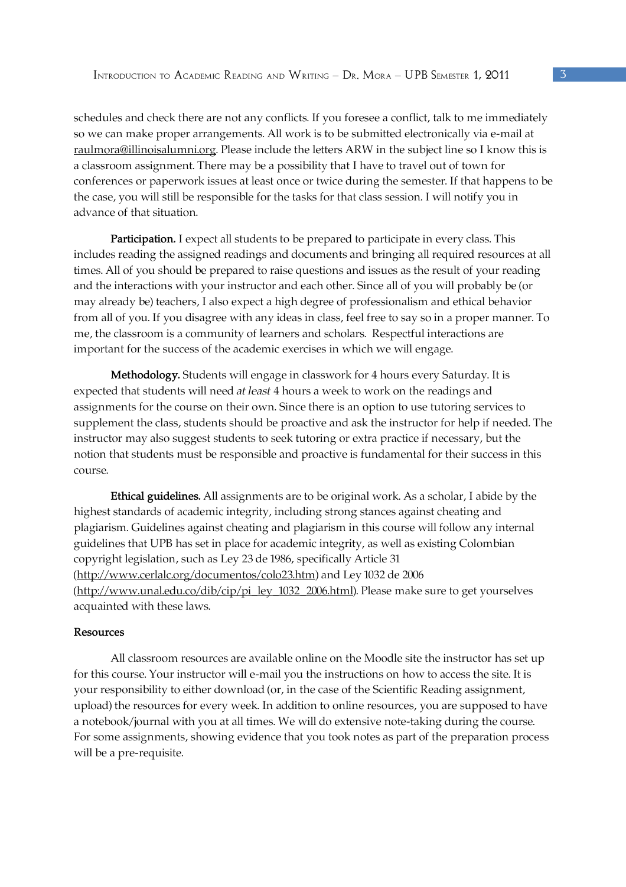schedules and check there are not any conflicts. If you foresee a conflict, talk to me immediately so we can make proper arrangements. All work is to be submitted electronically via e-mail at raulmora@illinoisalumni.org. Please include the letters ARW in the subject line so I know this is a classroom assignment. There may be a possibility that I have to travel out of town for conferences or paperwork issues at least once or twice during the semester. If that happens to be the case, you will still be responsible for the tasks for that class session. I will notify you in advance of that situation.

**Participation.** I expect all students to be prepared to participate in every class. This includes reading the assigned readings and documents and bringing all required resources at all times. All of you should be prepared to raise questions and issues as the result of your reading and the interactions with your instructor and each other. Since all of you will probably be (or may already be) teachers, I also expect a high degree of professionalism and ethical behavior from all of you. If you disagree with any ideas in class, feel free to say so in a proper manner. To me, the classroom is a community of learners and scholars. Respectful interactions are important for the success of the academic exercises in which we will engage.

**Methodology.** Students will engage in classwork for 4 hours every Saturday. It is expected that students will need *at least* 4 hours a week to work on the readings and assignments for the course on their own. Since there is an option to use tutoring services to supplement the class, students should be proactive and ask the instructor for help if needed. The instructor may also suggest students to seek tutoring or extra practice if necessary, but the notion that students must be responsible and proactive is fundamental for their success in this course.

**Ethical guidelines.** All assignments are to be original work. As a scholar, I abide by the highest standards of academic integrity, including strong stances against cheating and plagiarism. Guidelines against cheating and plagiarism in this course will follow any internal guidelines that UPB has set in place for academic integrity, as well as existing Colombian copyright legislation, such as Ley 23 de 1986, specifically Article 31 (http://www.cerlalc.org/documentos/colo23.htm) and Ley 1032 de 2006 (http://www.unal.edu.co/dib/cip/pi_ley_1032_2006.html). Please make sure to get yourselves acquainted with these laws.

**Resources**

All classroom resources are available online on the Moodle site the instructor has set up for this course. Your instructor will e-mail you the instructions on how to access the site. It is your responsibility to either download (or, in the case of the Scientific Reading assignment, upload) the resources for every week. In addition to online resources, you are supposed to have a notebook/journal with you at all times. We will do extensive note-taking during the course. For some assignments, showing evidence that you took notes as part of the preparation process will be a pre-requisite.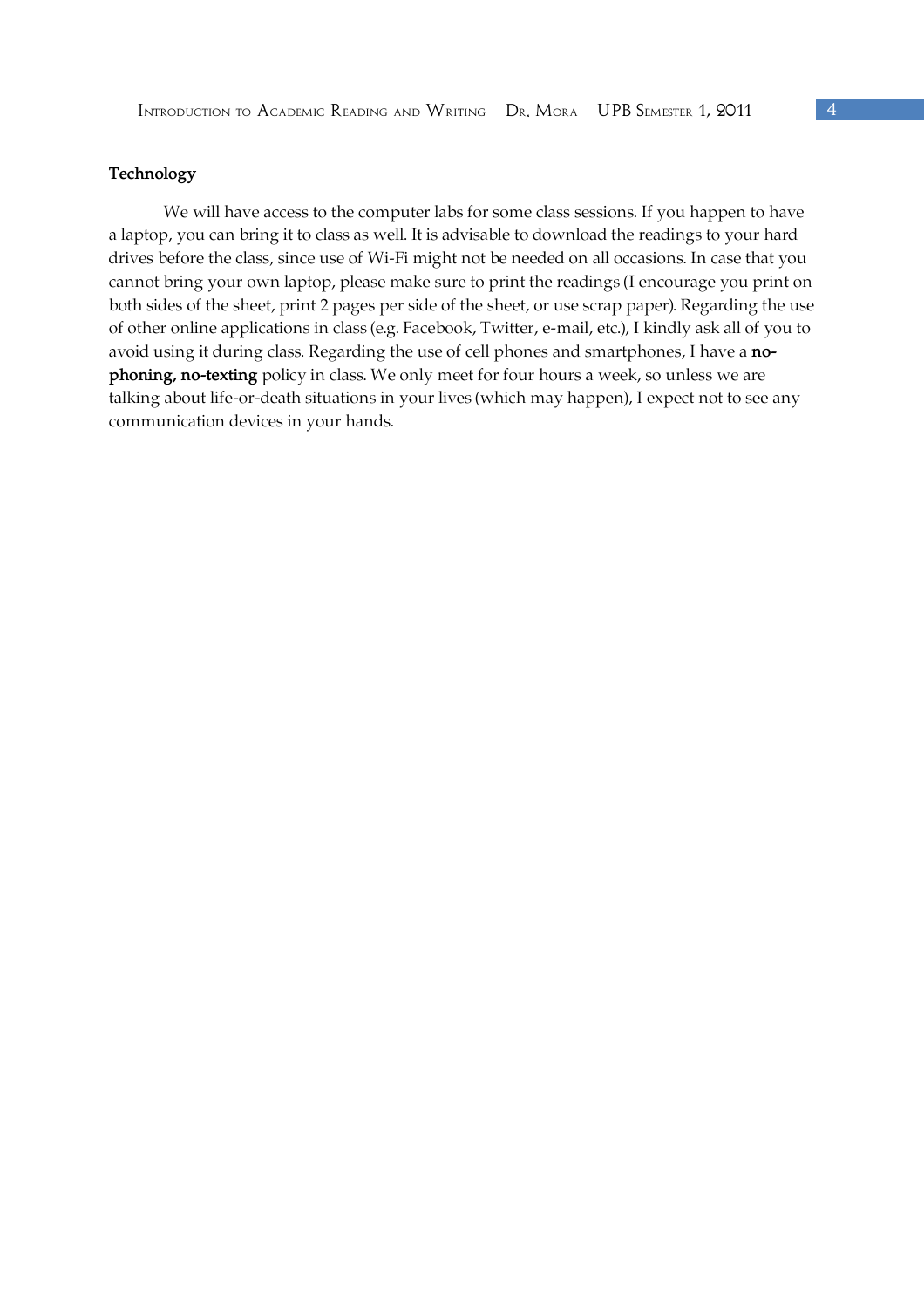**Technology**

We will have access to the computer labs for some class sessions. If you happen to have a laptop, you can bring it to class as well. It is advisable to download the readings to your hard drives before the class, since use of Wi-Fi might not be needed on all occasions. In case that you cannot bring your own laptop, please make sure to print the readings (I encourage you print on both sides of the sheet, print 2 pages per side of the sheet, or use scrap paper). Regarding the use of other online applications in class (e.g. Facebook, Twitter, e-mail, etc.), I kindly ask all of you to avoid using it during class. Regarding the use of cell phones and smartphones, I have a **no-phoning, no-texting** policy in class. We only meet for four hours a week, so unless we are talking about life-or-death situations in your lives (which may happen), I expect not to see any communication devices in your hands.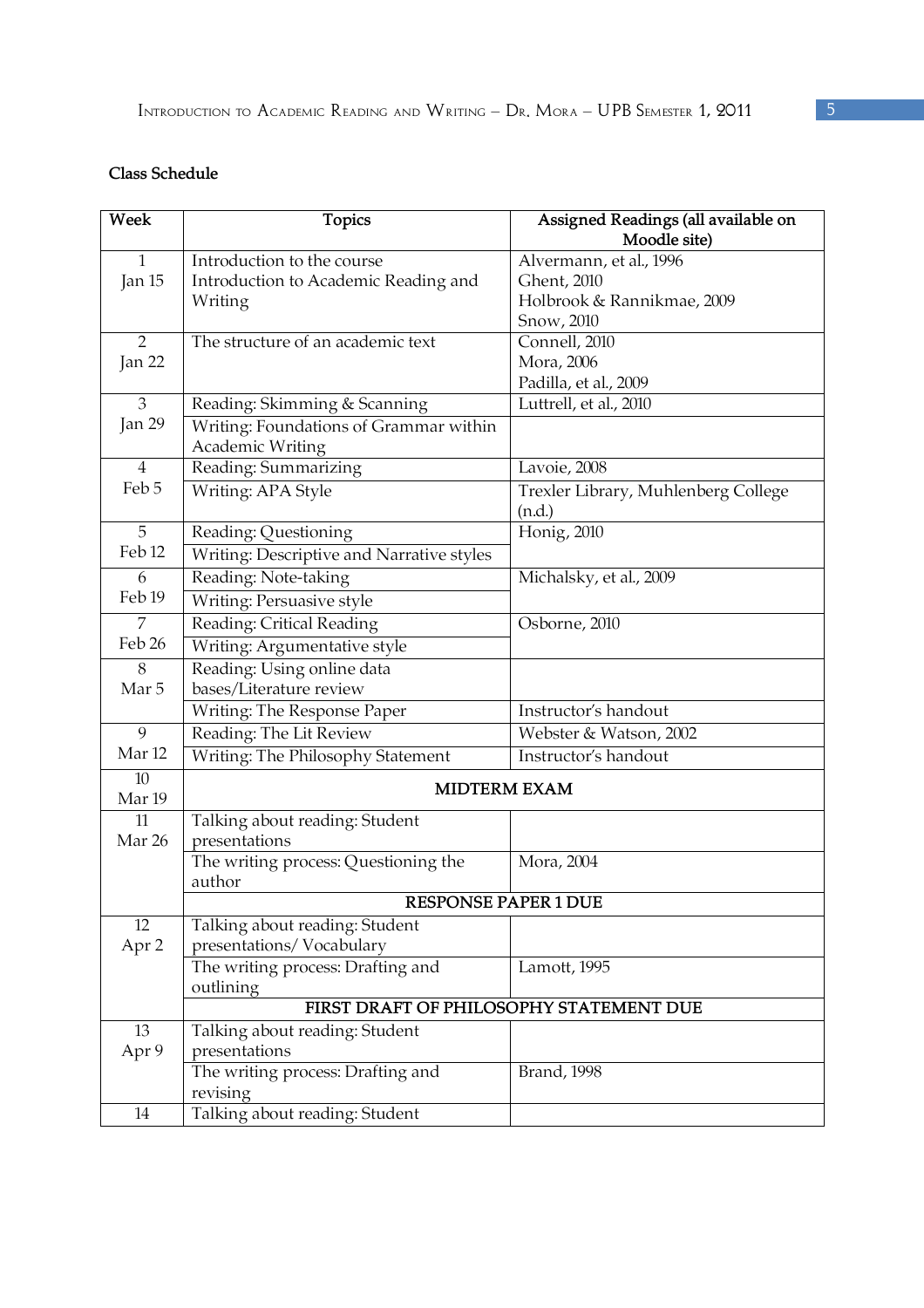**Class Schedule**

| Week | Topics | Assigned Readings (all available on Moodle site) |
|---|---|---|
| 1<br>Jan 15 | Introduction to the course<br>Introduction to Academic Reading and Writing | Alvermann, et al., 1996<br>Ghent, 2010<br>Holbrook & Rannikmae, 2009<br>Snow, 2010 |
| 2<br>Jan 22 | The structure of an academic text | Connell, 2010<br>Mora, 2006<br>Padilla, et al., 2009 |
| 3<br>Jan 29 | Reading: Skimming & Scanning | Luttrell, et al., 2010 |
| | Writing: Foundations of Grammar within Academic Writing | |
| 4<br>Feb 5 | Reading: Summarizing | Lavoie, 2008 |
| | Writing: APA Style | Trexler Library, Muhlenberg College (n.d.) |
| 5<br>Feb 12 | Reading: Questioning | Honig, 2010 |
| | Writing: Descriptive and Narrative styles | |
| 6<br>Feb 19 | Reading: Note-taking | Michalsky, et al., 2009 |
| | Writing: Persuasive style | |
| 7<br>Feb 26 | Reading: Critical Reading | Osborne, 2010 |
| | Writing: Argumentative style | |
| 8<br>Mar 5 | Reading: Using online data bases/Literature review | |
| | Writing: The Response Paper | Instructor's handout |
| 9<br>Mar 12 | Reading: The Lit Review | Webster & Watson, 2002 |
| | Writing: The Philosophy Statement | Instructor's handout |
| 10<br>Mar 19 | **MIDTERM EXAM** | |
| 11<br>Mar 26 | Talking about reading: Student presentations | |
| | The writing process: Questioning the author | Mora, 2004 |
| | **RESPONSE PAPER 1 DUE** | |
| 12<br>Apr 2 | Talking about reading: Student presentations/ Vocabulary | |
| | The writing process: Drafting and outlining | Lamott, 1995 |
| | **FIRST DRAFT OF PHILOSOPHY STATEMENT DUE** | |
| 13<br>Apr 9 | Talking about reading: Student presentations | |
| | The writing process: Drafting and revising | Brand, 1998 |
| 14 | Talking about reading: Student | |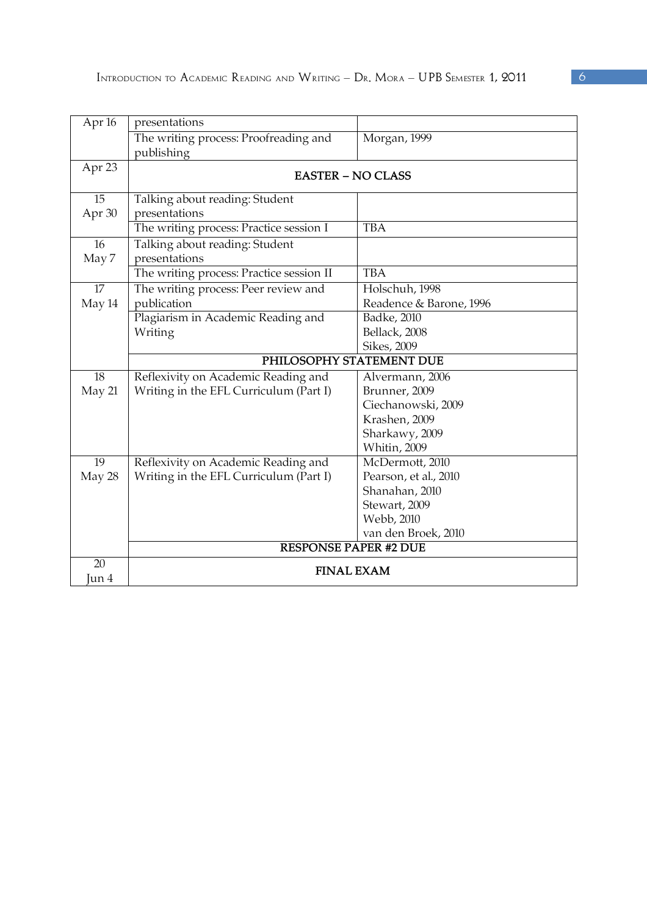| | | |
|---|---|---|
| Apr 16 | presentations | |
| | The writing process: Proofreading and publishing | Morgan, 1999 |
| Apr 23 | **EASTER – NO CLASS** | |
| 15<br>Apr 30 | Talking about reading: Student presentations | |
| | The writing process: Practice session I | TBA |
| 16<br>May 7 | Talking about reading: Student presentations | |
| | The writing process: Practice session II | TBA |
| 17<br>May 14 | The writing process: Peer review and publication | Holschuh, 1998<br>Readence & Barone, 1996 |
| | Plagiarism in Academic Reading and Writing | Badke, 2010<br>Bellack, 2008<br>Sikes, 2009 |
| | **PHILOSOPHY STATEMENT DUE** | |
| 18<br>May 21 | Reflexivity on Academic Reading and Writing in the EFL Curriculum (Part I) | Alvermann, 2006<br>Brunner, 2009<br>Ciechanowski, 2009<br>Krashen, 2009<br>Sharkawy, 2009<br>Whitin, 2009 |
| 19<br>May 28 | Reflexivity on Academic Reading and Writing in the EFL Curriculum (Part I) | McDermott, 2010<br>Pearson, et al., 2010<br>Shanahan, 2010<br>Stewart, 2009<br>Webb, 2010<br>van den Broek, 2010 |
| | **RESPONSE PAPER #2 DUE** | |
| 20<br>Jun 4 | **FINAL EXAM** | |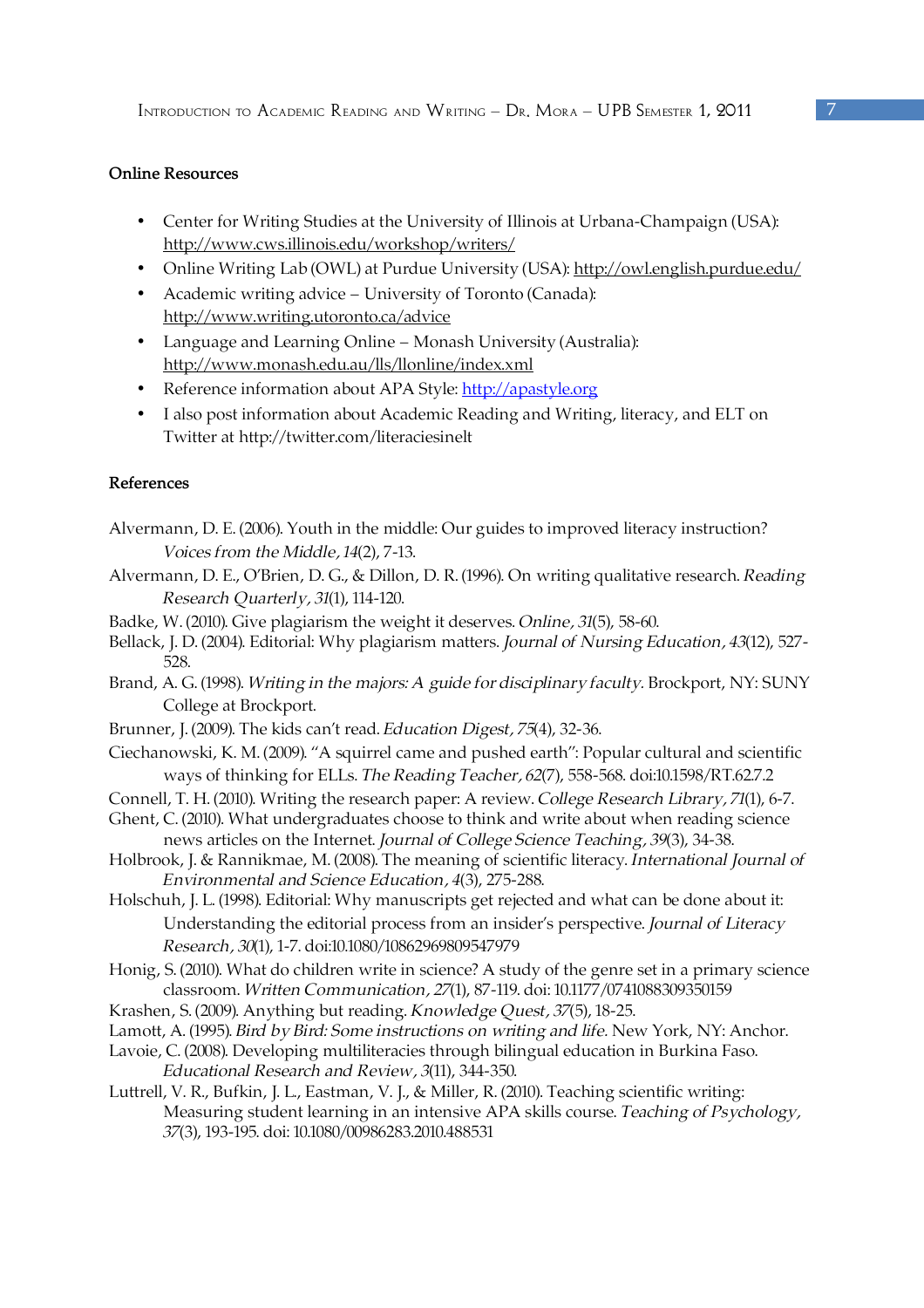**Online Resources**

- Center for Writing Studies at the University of Illinois at Urbana-Champaign (USA): http://www.cws.illinois.edu/workshop/writers/
- Online Writing Lab (OWL) at Purdue University (USA): http://owl.english.purdue.edu/
- Academic writing advice – University of Toronto (Canada): http://www.writing.utoronto.ca/advice
- Language and Learning Online – Monash University (Australia): http://www.monash.edu.au/lls/llonline/index.xml
- Reference information about APA Style: http://apastyle.org
- I also post information about Academic Reading and Writing, literacy, and ELT on Twitter at http://twitter.com/literaciesinelt

**References**

Alvermann, D. E. (2006). Youth in the middle: Our guides to improved literacy instruction? *Voices from the Middle, 14*(2), 7-13.

Alvermann, D. E., O'Brien, D. G., & Dillon, D. R. (1996). On writing qualitative research. *Reading Research Quarterly, 31*(1), 114-120.

Badke, W. (2010). Give plagiarism the weight it deserves. *Online, 31*(5), 58-60.

Bellack, J. D. (2004). Editorial: Why plagiarism matters. *Journal of Nursing Education, 43*(12), 527-528.

Brand, A. G. (1998). *Writing in the majors: A guide for disciplinary faculty*. Brockport, NY: SUNY College at Brockport.

Brunner, J. (2009). The kids can't read. *Education Digest, 75*(4), 32-36.

Ciechanowski, K. M. (2009). "A squirrel came and pushed earth": Popular cultural and scientific ways of thinking for ELLs. *The Reading Teacher, 62*(7), 558-568. doi:10.1598/RT.62.7.2

Connell, T. H. (2010). Writing the research paper: A review. *College Research Library, 71*(1), 6-7.

Ghent, C. (2010). What undergraduates choose to think and write about when reading science news articles on the Internet. *Journal of College Science Teaching, 39*(3), 34-38.

Holbrook, J. & Rannikmae, M. (2008). The meaning of scientific literacy. *International Journal of Environmental and Science Education, 4*(3), 275-288.

Holschuh, J. L. (1998). Editorial: Why manuscripts get rejected and what can be done about it: Understanding the editorial process from an insider's perspective. *Journal of Literacy Research, 30*(1), 1-7. doi:10.1080/10862969809547979

Honig, S. (2010). What do children write in science? A study of the genre set in a primary science classroom. *Written Communication, 27*(1), 87-119. doi: 10.1177/0741088309350159

Krashen, S. (2009). Anything but reading. *Knowledge Quest, 37*(5), 18-25.

Lamott, A. (1995). *Bird by Bird: Some instructions on writing and life*. New York, NY: Anchor.

Lavoie, C. (2008). Developing multiliteracies through bilingual education in Burkina Faso. *Educational Research and Review, 3*(11), 344-350.

Luttrell, V. R., Bufkin, J. L., Eastman, V. J., & Miller, R. (2010). Teaching scientific writing: Measuring student learning in an intensive APA skills course. *Teaching of Psychology, 37*(3), 193-195. doi: 10.1080/00986283.2010.488531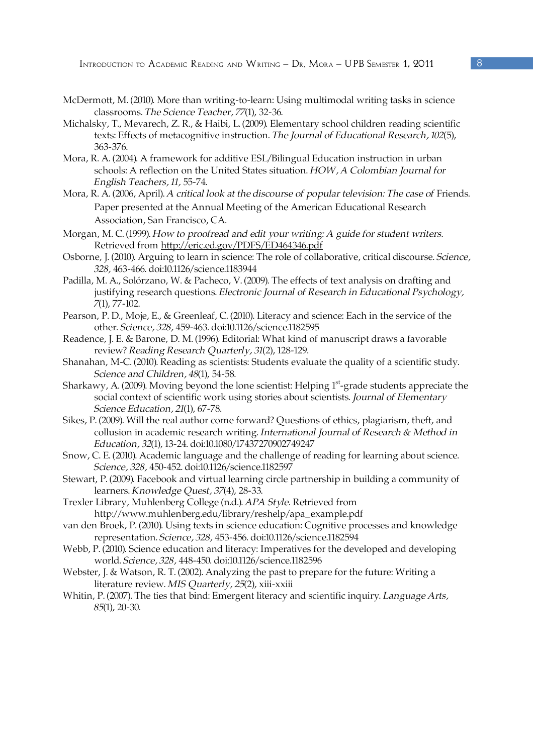McDermott, M. (2010). More than writing-to-learn: Using multimodal writing tasks in science classrooms. *The Science Teacher, 77*(1), 32-36.

Michalsky, T., Mevarech, Z. R., & Haibi, L. (2009). Elementary school children reading scientific texts: Effects of metacognitive instruction. *The Journal of Educational Research, 102*(5), 363-376.

Mora, R. A. (2004). A framework for additive ESL/Bilingual Education instruction in urban schools: A reflection on the United States situation. *HOW, A Colombian Journal for English Teachers, 11,* 55-74.

Mora, R. A. (2006, April). *A critical look at the discourse of popular television: The case of* Friends. Paper presented at the Annual Meeting of the American Educational Research Association, San Francisco, CA.

Morgan, M. C. (1999). *How to proofread and edit your writing: A guide for student writers.* Retrieved from http://eric.ed.gov/PDFS/ED464346.pdf

Osborne, J. (2010). Arguing to learn in science: The role of collaborative, critical discourse. *Science, 328,* 463-466. doi:10.1126/science.1183944

Padilla, M. A., Solórzano, W. & Pacheco, V. (2009). The effects of text analysis on drafting and justifying research questions. *Electronic Journal of Research in Educational Psychology, 7*(1), 77-102.

Pearson, P. D., Moje, E., & Greenleaf, C. (2010). Literacy and science: Each in the service of the other. *Science, 328,* 459-463. doi:10.1126/science.1182595

Readence, J. E. & Barone, D. M. (1996). Editorial: What kind of manuscript draws a favorable review? *Reading Research Quarterly, 31*(2), 128-129.

Shanahan, M-C. (2010). Reading as scientists: Students evaluate the quality of a scientific study. *Science and Children, 48*(1), 54-58.

Sharkawy, A. (2009). Moving beyond the lone scientist: Helping 1st-grade students appreciate the social context of scientific work using stories about scientists. *Journal of Elementary Science Education, 21*(1), 67-78.

Sikes, P. (2009). Will the real author come forward? Questions of ethics, plagiarism, theft, and collusion in academic research writing. *International Journal of Research & Method in Education, 32*(1), 13-24. doi:10.1080/17437270902749247

Snow, C. E. (2010). Academic language and the challenge of reading for learning about science. *Science, 328,* 450-452. doi:10.1126/science.1182597

Stewart, P. (2009). Facebook and virtual learning circle partnership in building a community of learners. *Knowledge Quest, 37*(4), 28-33.

Trexler Library, Muhlenberg College (n.d.). *APA Style.* Retrieved from http://www.muhlenberg.edu/library/reshelp/apa_example.pdf

van den Broek, P. (2010). Using texts in science education: Cognitive processes and knowledge representation. *Science, 328,* 453-456. doi:10.1126/science.1182594

Webb, P. (2010). Science education and literacy: Imperatives for the developed and developing world. *Science, 328,* 448-450. doi:10.1126/science.1182596

Webster, J. & Watson, R. T. (2002). Analyzing the past to prepare for the future: Writing a literature review. *MIS Quarterly, 25*(2), xiii-xxiii

Whitin, P. (2007). The ties that bind: Emergent literacy and scientific inquiry. *Language Arts, 85*(1), 20-30.